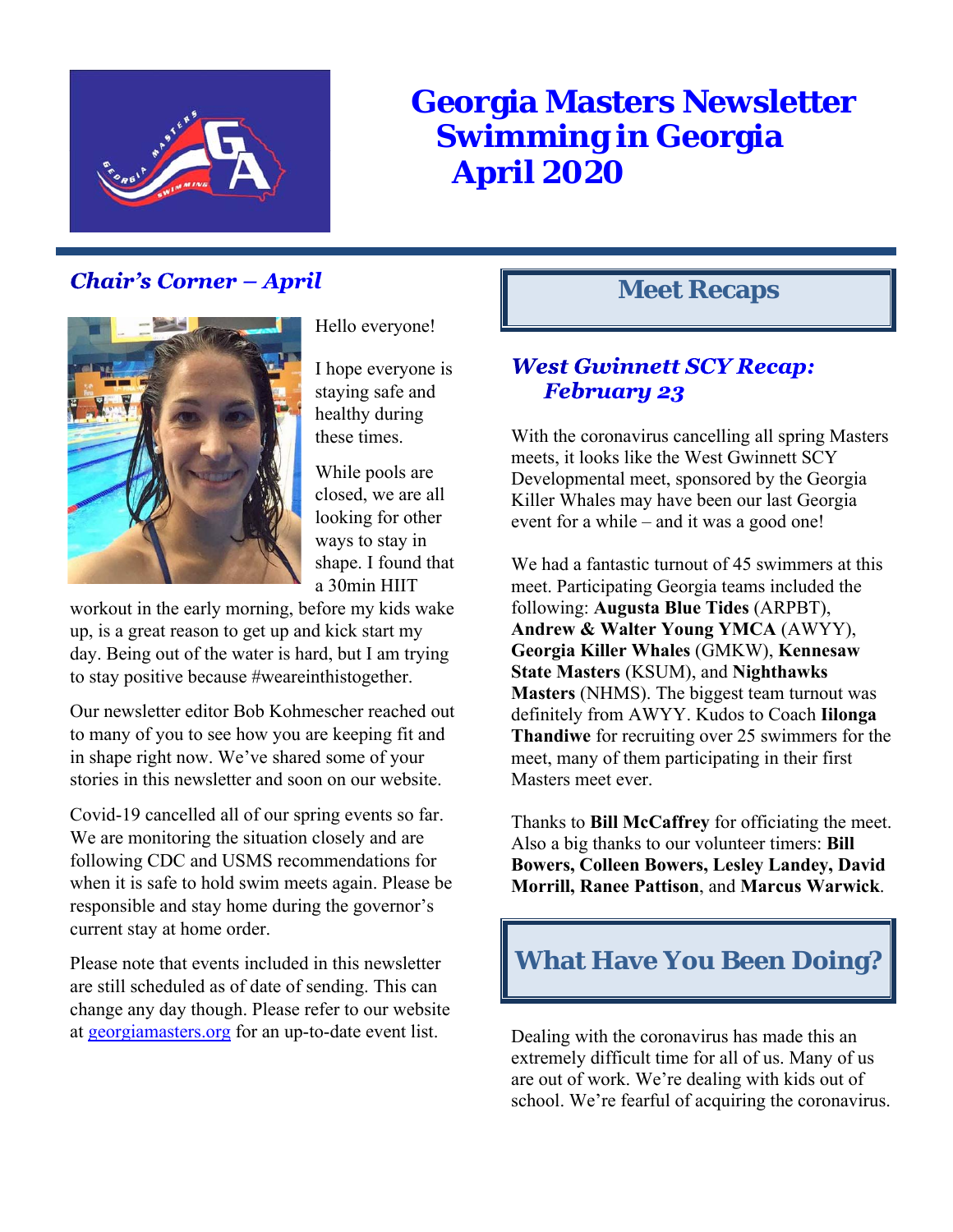# Georgia Masters Newsletter
# Swimming in Georgia
# April 2020

## *Chair's Corner – April*

Hello everyone!

I hope everyone is staying safe and healthy during these times.

While pools are closed, we are all looking for other ways to stay in shape. I found that a 30min HIIT workout in the early morning, before my kids wake up, is a great reason to get up and kick start my day. Being out of the water is hard, but I am trying to stay positive because #weareinthistogether.

Our newsletter editor Bob Kohmescher reached out to many of you to see how you are keeping fit and in shape right now. We've shared some of your stories in this newsletter and soon on our website.

Covid-19 cancelled all of our spring events so far. We are monitoring the situation closely and are following CDC and USMS recommendations for when it is safe to hold swim meets again. Please be responsible and stay home during the governor's current stay at home order.

Please note that events included in this newsletter are still scheduled as of date of sending. This can change any day though. Please refer to our website at georgiamasters.org for an up-to-date event list.

## Meet Recaps

### *West Gwinnett SCY Recap: February 23*

With the coronavirus cancelling all spring Masters meets, it looks like the West Gwinnett SCY Developmental meet, sponsored by the Georgia Killer Whales may have been our last Georgia event for a while – and it was a good one!

We had a fantastic turnout of 45 swimmers at this meet. Participating Georgia teams included the following: **Augusta Blue Tides** (ARPBT), **Andrew & Walter Young YMCA** (AWYY), **Georgia Killer Whales** (GMKW), **Kennesaw State Masters** (KSUM), and **Nighthawks Masters** (NHMS). The biggest team turnout was definitely from AWYY. Kudos to Coach **Iilonga Thandiwe** for recruiting over 25 swimmers for the meet, many of them participating in their first Masters meet ever.

Thanks to **Bill McCaffrey** for officiating the meet. Also a big thanks to our volunteer timers: **Bill Bowers, Colleen Bowers, Lesley Landey, David Morrill, Ranee Pattison**, and **Marcus Warwick**.

## What Have You Been Doing?

Dealing with the coronavirus has made this an extremely difficult time for all of us. Many of us are out of work. We're dealing with kids out of school. We're fearful of acquiring the coronavirus.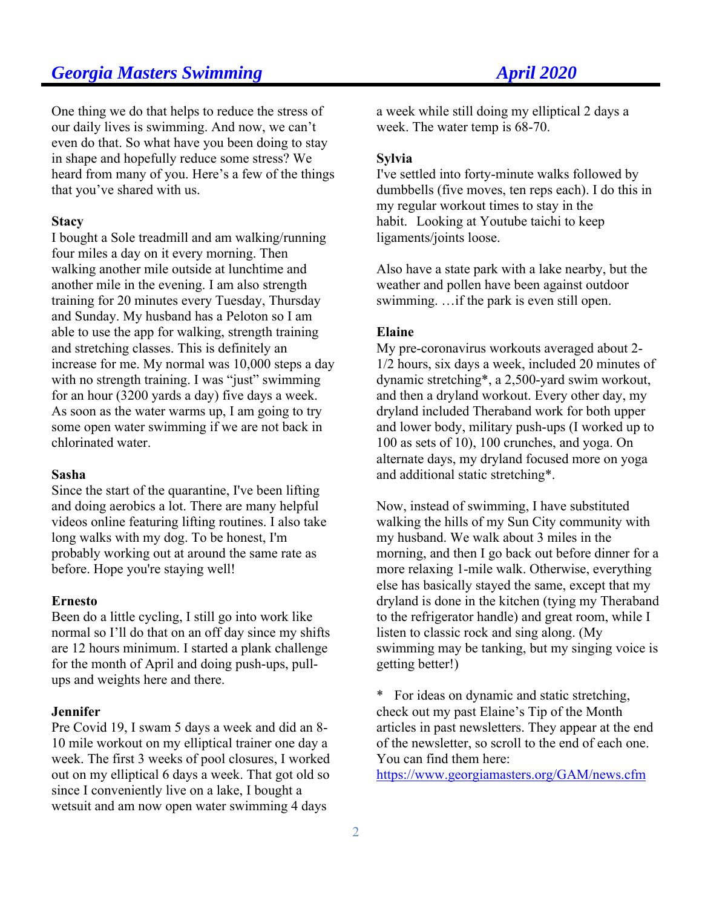One thing we do that helps to reduce the stress of our daily lives is swimming. And now, we can't even do that. So what have you been doing to stay in shape and hopefully reduce some stress? We heard from many of you. Here's a few of the things that you've shared with us.

**Stacy**

I bought a Sole treadmill and am walking/running four miles a day on it every morning. Then walking another mile outside at lunchtime and another mile in the evening. I am also strength training for 20 minutes every Tuesday, Thursday and Sunday. My husband has a Peloton so I am able to use the app for walking, strength training and stretching classes. This is definitely an increase for me. My normal was 10,000 steps a day with no strength training. I was "just" swimming for an hour (3200 yards a day) five days a week. As soon as the water warms up, I am going to try some open water swimming if we are not back in chlorinated water.

**Sasha**

Since the start of the quarantine, I've been lifting and doing aerobics a lot. There are many helpful videos online featuring lifting routines. I also take long walks with my dog. To be honest, I'm probably working out at around the same rate as before. Hope you're staying well!

**Ernesto**

Been do a little cycling, I still go into work like normal so I'll do that on an off day since my shifts are 12 hours minimum. I started a plank challenge for the month of April and doing push-ups, pull-ups and weights here and there.

**Jennifer**

Pre Covid 19, I swam 5 days a week and did an 8-10 mile workout on my elliptical trainer one day a week. The first 3 weeks of pool closures, I worked out on my elliptical 6 days a week. That got old so since I conveniently live on a lake, I bought a wetsuit and am now open water swimming 4 days a week while still doing my elliptical 2 days a week. The water temp is 68-70.

**Sylvia**

I've settled into forty-minute walks followed by dumbbells (five moves, ten reps each). I do this in my regular workout times to stay in the habit. Looking at Youtube taichi to keep ligaments/joints loose.

Also have a state park with a lake nearby, but the weather and pollen have been against outdoor swimming. …if the park is even still open.

**Elaine**

My pre-coronavirus workouts averaged about 2-1/2 hours, six days a week, included 20 minutes of dynamic stretching*, a 2,500-yard swim workout, and then a dryland workout. Every other day, my dryland included Theraband work for both upper and lower body, military push-ups (I worked up to 100 as sets of 10), 100 crunches, and yoga. On alternate days, my dryland focused more on yoga and additional static stretching*.

Now, instead of swimming, I have substituted walking the hills of my Sun City community with my husband. We walk about 3 miles in the morning, and then I go back out before dinner for a more relaxing 1-mile walk. Otherwise, everything else has basically stayed the same, except that my dryland is done in the kitchen (tying my Theraband to the refrigerator handle) and great room, while I listen to classic rock and sing along. (My swimming may be tanking, but my singing voice is getting better!)

* For ideas on dynamic and static stretching, check out my past Elaine's Tip of the Month articles in past newsletters. They appear at the end of the newsletter, so scroll to the end of each one. You can find them here: https://www.georgiamasters.org/GAM/news.cfm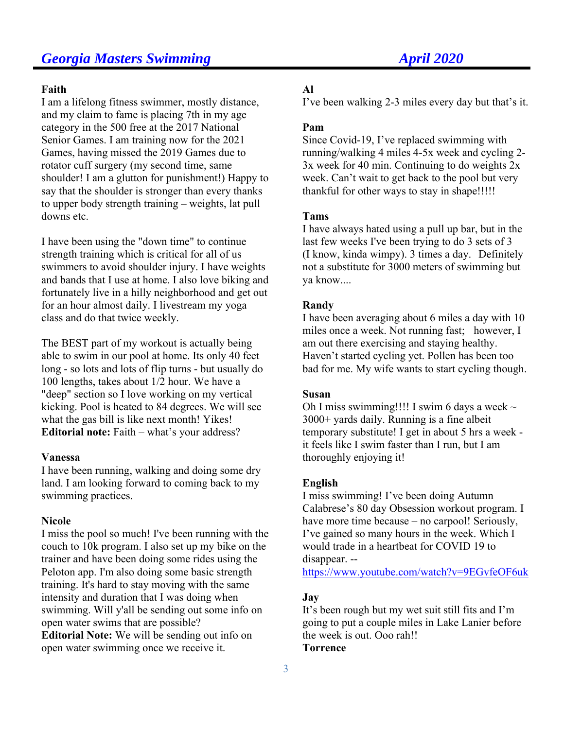**Faith**
I am a lifelong fitness swimmer, mostly distance, and my claim to fame is placing 7th in my age category in the 500 free at the 2017 National Senior Games. I am training now for the 2021 Games, having missed the 2019 Games due to rotator cuff surgery (my second time, same shoulder! I am a glutton for punishment!) Happy to say that the shoulder is stronger than every thanks to upper body strength training – weights, lat pull downs etc.

I have been using the "down time" to continue strength training which is critical for all of us swimmers to avoid shoulder injury. I have weights and bands that I use at home. I also love biking and fortunately live in a hilly neighborhood and get out for an hour almost daily. I livestream my yoga class and do that twice weekly.

The BEST part of my workout is actually being able to swim in our pool at home. Its only 40 feet long - so lots and lots of flip turns - but usually do 100 lengths, takes about 1/2 hour. We have a "deep" section so I love working on my vertical kicking. Pool is heated to 84 degrees. We will see what the gas bill is like next month! Yikes!
**Editorial note:** Faith – what's your address?

**Vanessa**
I have been running, walking and doing some dry land. I am looking forward to coming back to my swimming practices.

**Nicole**
I miss the pool so much! I've been running with the couch to 10k program. I also set up my bike on the trainer and have been doing some rides using the Peloton app. I'm also doing some basic strength training. It's hard to stay moving with the same intensity and duration that I was doing when swimming. Will y'all be sending out some info on open water swims that are possible?
**Editorial Note:** We will be sending out info on open water swimming once we receive it.

**Al**
I've been walking 2-3 miles every day but that's it.

**Pam**
Since Covid-19, I've replaced swimming with running/walking 4 miles 4-5x week and cycling 2-3x week for 40 min. Continuing to do weights 2x week. Can't wait to get back to the pool but very thankful for other ways to stay in shape!!!!!

**Tams**
I have always hated using a pull up bar, but in the last few weeks I've been trying to do 3 sets of 3 (I know, kinda wimpy). 3 times a day. Definitely not a substitute for 3000 meters of swimming but ya know....

**Randy**
I have been averaging about 6 miles a day with 10 miles once a week. Not running fast; however, I am out there exercising and staying healthy. Haven't started cycling yet. Pollen has been too bad for me. My wife wants to start cycling though.

**Susan**
Oh I miss swimming!!!! I swim 6 days a week ~ 3000+ yards daily. Running is a fine albeit temporary substitute! I get in about 5 hrs a week - it feels like I swim faster than I run, but I am thoroughly enjoying it!

**English**
I miss swimming! I've been doing Autumn Calabrese's 80 day Obsession workout program. I have more time because – no carpool! Seriously, I've gained so many hours in the week. Which I would trade in a heartbeat for COVID 19 to disappear. --
https://www.youtube.com/watch?v=9EGvfeOF6uk

**Jay**
It's been rough but my wet suit still fits and I'm going to put a couple miles in Lake Lanier before the week is out. Ooo rah!!

**Torrence**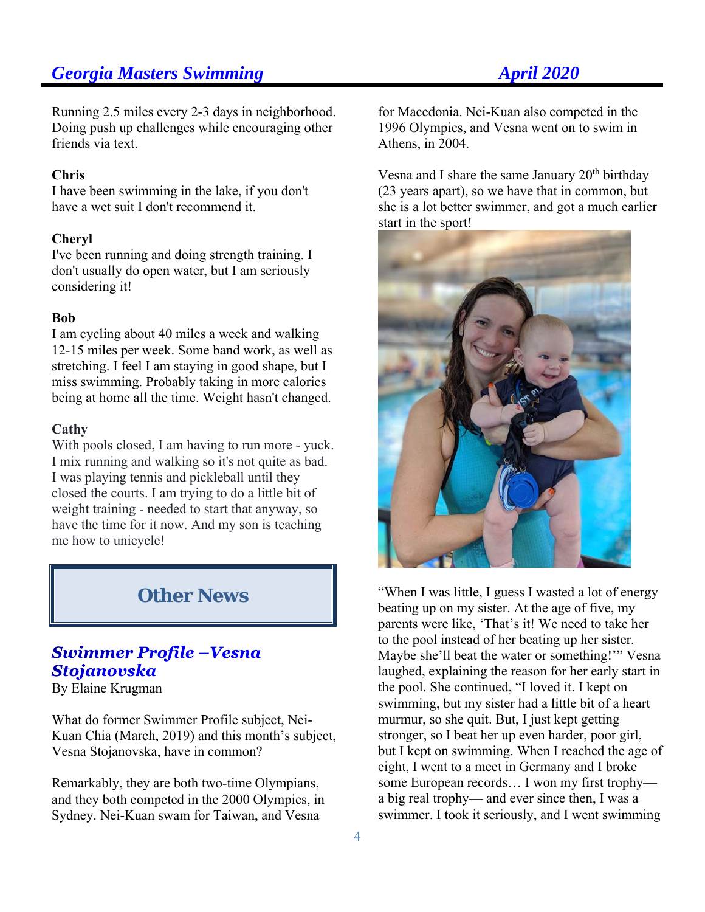Running 2.5 miles every 2-3 days in neighborhood. Doing push up challenges while encouraging other friends via text.

**Chris**
I have been swimming in the lake, if you don't have a wet suit I don't recommend it.

**Cheryl**
I've been running and doing strength training. I don't usually do open water, but I am seriously considering it!

**Bob**
I am cycling about 40 miles a week and walking 12-15 miles per week. Some band work, as well as stretching. I feel I am staying in good shape, but I miss swimming. Probably taking in more calories being at home all the time. Weight hasn't changed.

**Cathy**
With pools closed, I am having to run more - yuck. I mix running and walking so it's not quite as bad. I was playing tennis and pickleball until they closed the courts. I am trying to do a little bit of weight training - needed to start that anyway, so have the time for it now. And my son is teaching me how to unicycle!

## Other News

### *Swimmer Profile –Vesna Stojanovska*

By Elaine Krugman

What do former Swimmer Profile subject, Nei-Kuan Chia (March, 2019) and this month's subject, Vesna Stojanovska, have in common?

Remarkably, they are both two-time Olympians, and they both competed in the 2000 Olympics, in Sydney. Nei-Kuan swam for Taiwan, and Vesna for Macedonia. Nei-Kuan also competed in the 1996 Olympics, and Vesna went on to swim in Athens, in 2004.

Vesna and I share the same January 20th birthday (23 years apart), so we have that in common, but she is a lot better swimmer, and got a much earlier start in the sport!

"When I was little, I guess I wasted a lot of energy beating up on my sister. At the age of five, my parents were like, 'That's it! We need to take her to the pool instead of her beating up her sister. Maybe she'll beat the water or something!'" Vesna laughed, explaining the reason for her early start in the pool. She continued, "I loved it. I kept on swimming, but my sister had a little bit of a heart murmur, so she quit. But, I just kept getting stronger, so I beat her up even harder, poor girl, but I kept on swimming. When I reached the age of eight, I went to a meet in Germany and I broke some European records… I won my first trophy—a big real trophy— and ever since then, I was a swimmer. I took it seriously, and I went swimming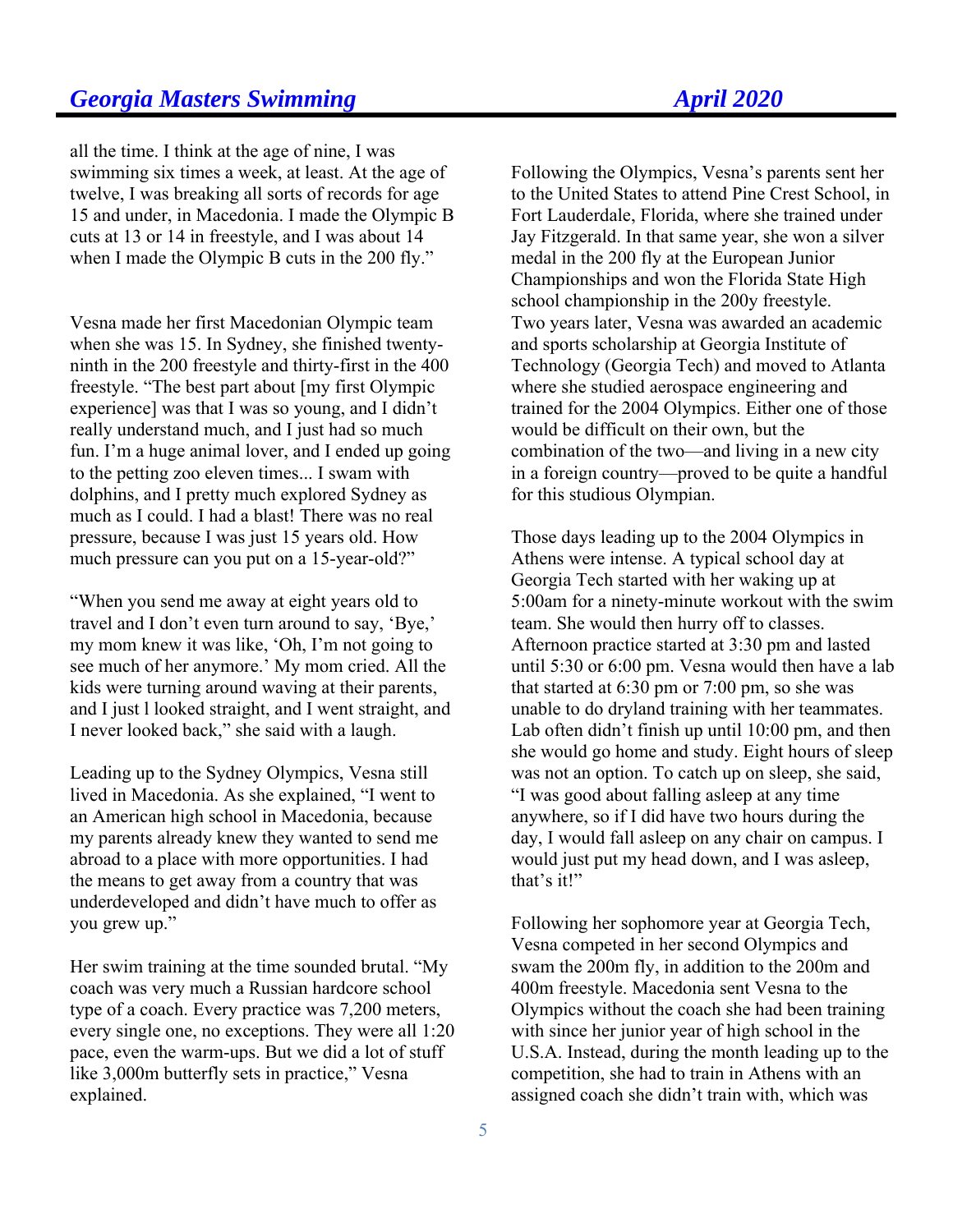all the time. I think at the age of nine, I was swimming six times a week, at least. At the age of twelve, I was breaking all sorts of records for age 15 and under, in Macedonia. I made the Olympic B cuts at 13 or 14 in freestyle, and I was about 14 when I made the Olympic B cuts in the 200 fly."

Vesna made her first Macedonian Olympic team when she was 15. In Sydney, she finished twenty-ninth in the 200 freestyle and thirty-first in the 400 freestyle. "The best part about [my first Olympic experience] was that I was so young, and I didn't really understand much, and I just had so much fun. I'm a huge animal lover, and I ended up going to the petting zoo eleven times... I swam with dolphins, and I pretty much explored Sydney as much as I could. I had a blast! There was no real pressure, because I was just 15 years old. How much pressure can you put on a 15-year-old?"

"When you send me away at eight years old to travel and I don't even turn around to say, 'Bye,' my mom knew it was like, 'Oh, I'm not going to see much of her anymore.' My mom cried. All the kids were turning around waving at their parents, and I just l looked straight, and I went straight, and I never looked back," she said with a laugh.

Leading up to the Sydney Olympics, Vesna still lived in Macedonia. As she explained, "I went to an American high school in Macedonia, because my parents already knew they wanted to send me abroad to a place with more opportunities. I had the means to get away from a country that was underdeveloped and didn't have much to offer as you grew up."

Her swim training at the time sounded brutal. "My coach was very much a Russian hardcore school type of a coach. Every practice was 7,200 meters, every single one, no exceptions. They were all 1:20 pace, even the warm-ups. But we did a lot of stuff like 3,000m butterfly sets in practice," Vesna explained.

Following the Olympics, Vesna's parents sent her to the United States to attend Pine Crest School, in Fort Lauderdale, Florida, where she trained under Jay Fitzgerald. In that same year, she won a silver medal in the 200 fly at the European Junior Championships and won the Florida State High school championship in the 200y freestyle. Two years later, Vesna was awarded an academic and sports scholarship at Georgia Institute of Technology (Georgia Tech) and moved to Atlanta where she studied aerospace engineering and trained for the 2004 Olympics. Either one of those would be difficult on their own, but the combination of the two—and living in a new city in a foreign country—proved to be quite a handful for this studious Olympian.

Those days leading up to the 2004 Olympics in Athens were intense. A typical school day at Georgia Tech started with her waking up at 5:00am for a ninety-minute workout with the swim team. She would then hurry off to classes. Afternoon practice started at 3:30 pm and lasted until 5:30 or 6:00 pm. Vesna would then have a lab that started at 6:30 pm or 7:00 pm, so she was unable to do dryland training with her teammates. Lab often didn't finish up until 10:00 pm, and then she would go home and study. Eight hours of sleep was not an option. To catch up on sleep, she said, "I was good about falling asleep at any time anywhere, so if I did have two hours during the day, I would fall asleep on any chair on campus. I would just put my head down, and I was asleep, that's it!"

Following her sophomore year at Georgia Tech, Vesna competed in her second Olympics and swam the 200m fly, in addition to the 200m and 400m freestyle. Macedonia sent Vesna to the Olympics without the coach she had been training with since her junior year of high school in the U.S.A. Instead, during the month leading up to the competition, she had to train in Athens with an assigned coach she didn't train with, which was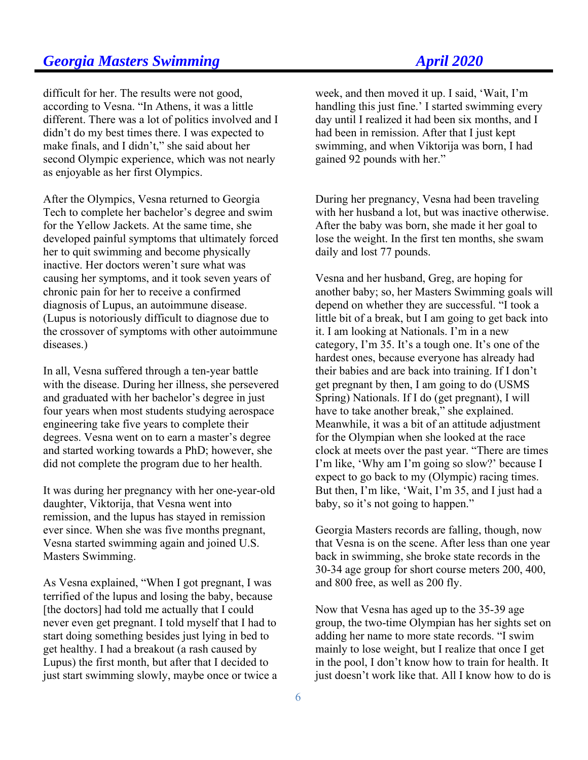difficult for her. The results were not good, according to Vesna. "In Athens, it was a little different. There was a lot of politics involved and I didn't do my best times there. I was expected to make finals, and I didn't," she said about her second Olympic experience, which was not nearly as enjoyable as her first Olympics.

After the Olympics, Vesna returned to Georgia Tech to complete her bachelor's degree and swim for the Yellow Jackets. At the same time, she developed painful symptoms that ultimately forced her to quit swimming and become physically inactive. Her doctors weren't sure what was causing her symptoms, and it took seven years of chronic pain for her to receive a confirmed diagnosis of Lupus, an autoimmune disease. (Lupus is notoriously difficult to diagnose due to the crossover of symptoms with other autoimmune diseases.)

In all, Vesna suffered through a ten-year battle with the disease. During her illness, she persevered and graduated with her bachelor's degree in just four years when most students studying aerospace engineering take five years to complete their degrees. Vesna went on to earn a master's degree and started working towards a PhD; however, she did not complete the program due to her health.

It was during her pregnancy with her one-year-old daughter, Viktorija, that Vesna went into remission, and the lupus has stayed in remission ever since. When she was five months pregnant, Vesna started swimming again and joined U.S. Masters Swimming.

As Vesna explained, "When I got pregnant, I was terrified of the lupus and losing the baby, because [the doctors] had told me actually that I could never even get pregnant. I told myself that I had to start doing something besides just lying in bed to get healthy. I had a breakout (a rash caused by Lupus) the first month, but after that I decided to just start swimming slowly, maybe once or twice a week, and then moved it up. I said, 'Wait, I'm handling this just fine.' I started swimming every day until I realized it had been six months, and I had been in remission. After that I just kept swimming, and when Viktorija was born, I had gained 92 pounds with her."

During her pregnancy, Vesna had been traveling with her husband a lot, but was inactive otherwise. After the baby was born, she made it her goal to lose the weight. In the first ten months, she swam daily and lost 77 pounds.

Vesna and her husband, Greg, are hoping for another baby; so, her Masters Swimming goals will depend on whether they are successful. "I took a little bit of a break, but I am going to get back into it. I am looking at Nationals. I'm in a new category, I'm 35. It's a tough one. It's one of the hardest ones, because everyone has already had their babies and are back into training. If I don't get pregnant by then, I am going to do (USMS Spring) Nationals. If I do (get pregnant), I will have to take another break," she explained. Meanwhile, it was a bit of an attitude adjustment for the Olympian when she looked at the race clock at meets over the past year. "There are times I'm like, 'Why am I'm going so slow?' because I expect to go back to my (Olympic) racing times. But then, I'm like, 'Wait, I'm 35, and I just had a baby, so it's not going to happen."

Georgia Masters records are falling, though, now that Vesna is on the scene. After less than one year back in swimming, she broke state records in the 30-34 age group for short course meters 200, 400, and 800 free, as well as 200 fly.

Now that Vesna has aged up to the 35-39 age group, the two-time Olympian has her sights set on adding her name to more state records. "I swim mainly to lose weight, but I realize that once I get in the pool, I don't know how to train for health. It just doesn't work like that. All I know how to do is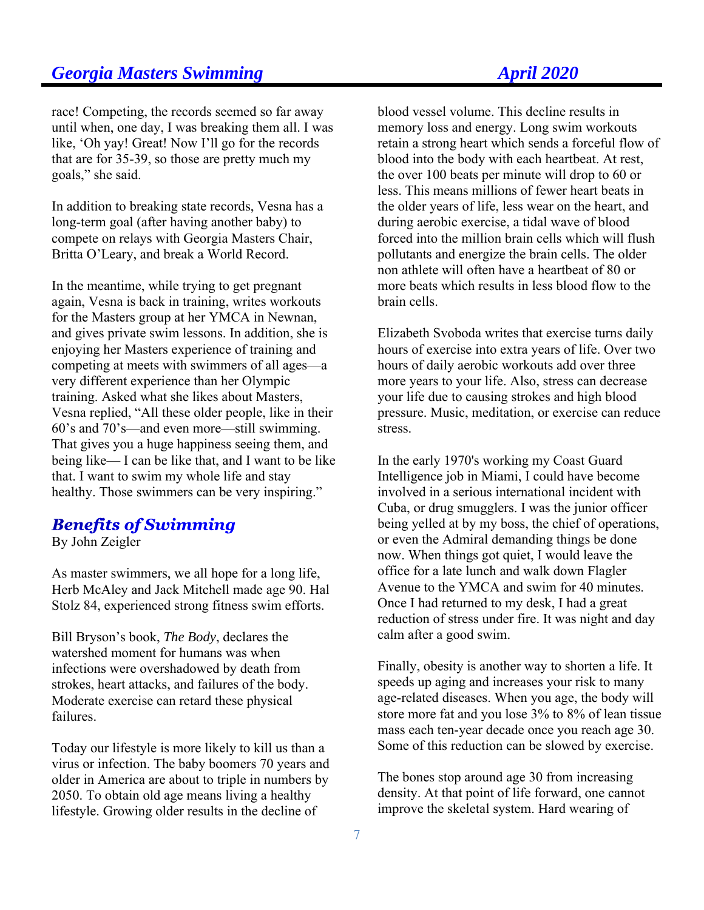race! Competing, the records seemed so far away until when, one day, I was breaking them all. I was like, 'Oh yay! Great! Now I'll go for the records that are for 35-39, so those are pretty much my goals," she said.

In addition to breaking state records, Vesna has a long-term goal (after having another baby) to compete on relays with Georgia Masters Chair, Britta O'Leary, and break a World Record.

In the meantime, while trying to get pregnant again, Vesna is back in training, writes workouts for the Masters group at her YMCA in Newnan, and gives private swim lessons. In addition, she is enjoying her Masters experience of training and competing at meets with swimmers of all ages—a very different experience than her Olympic training. Asked what she likes about Masters, Vesna replied, "All these older people, like in their 60's and 70's—and even more—still swimming. That gives you a huge happiness seeing them, and being like— I can be like that, and I want to be like that. I want to swim my whole life and stay healthy. Those swimmers can be very inspiring."

## *Benefits of Swimming*

By John Zeigler

As master swimmers, we all hope for a long life, Herb McAley and Jack Mitchell made age 90. Hal Stolz 84, experienced strong fitness swim efforts.

Bill Bryson's book, *The Body*, declares the watershed moment for humans was when infections were overshadowed by death from strokes, heart attacks, and failures of the body. Moderate exercise can retard these physical failures.

Today our lifestyle is more likely to kill us than a virus or infection. The baby boomers 70 years and older in America are about to triple in numbers by 2050. To obtain old age means living a healthy lifestyle. Growing older results in the decline of blood vessel volume. This decline results in memory loss and energy. Long swim workouts retain a strong heart which sends a forceful flow of blood into the body with each heartbeat. At rest, the over 100 beats per minute will drop to 60 or less. This means millions of fewer heart beats in the older years of life, less wear on the heart, and during aerobic exercise, a tidal wave of blood forced into the million brain cells which will flush pollutants and energize the brain cells. The older non athlete will often have a heartbeat of 80 or more beats which results in less blood flow to the brain cells.

Elizabeth Svoboda writes that exercise turns daily hours of exercise into extra years of life. Over two hours of daily aerobic workouts add over three more years to your life. Also, stress can decrease your life due to causing strokes and high blood pressure. Music, meditation, or exercise can reduce stress.

In the early 1970's working my Coast Guard Intelligence job in Miami, I could have become involved in a serious international incident with Cuba, or drug smugglers. I was the junior officer being yelled at by my boss, the chief of operations, or even the Admiral demanding things be done now. When things got quiet, I would leave the office for a late lunch and walk down Flagler Avenue to the YMCA and swim for 40 minutes. Once I had returned to my desk, I had a great reduction of stress under fire. It was night and day calm after a good swim.

Finally, obesity is another way to shorten a life. It speeds up aging and increases your risk to many age-related diseases. When you age, the body will store more fat and you lose 3% to 8% of lean tissue mass each ten-year decade once you reach age 30. Some of this reduction can be slowed by exercise.

The bones stop around age 30 from increasing density. At that point of life forward, one cannot improve the skeletal system. Hard wearing of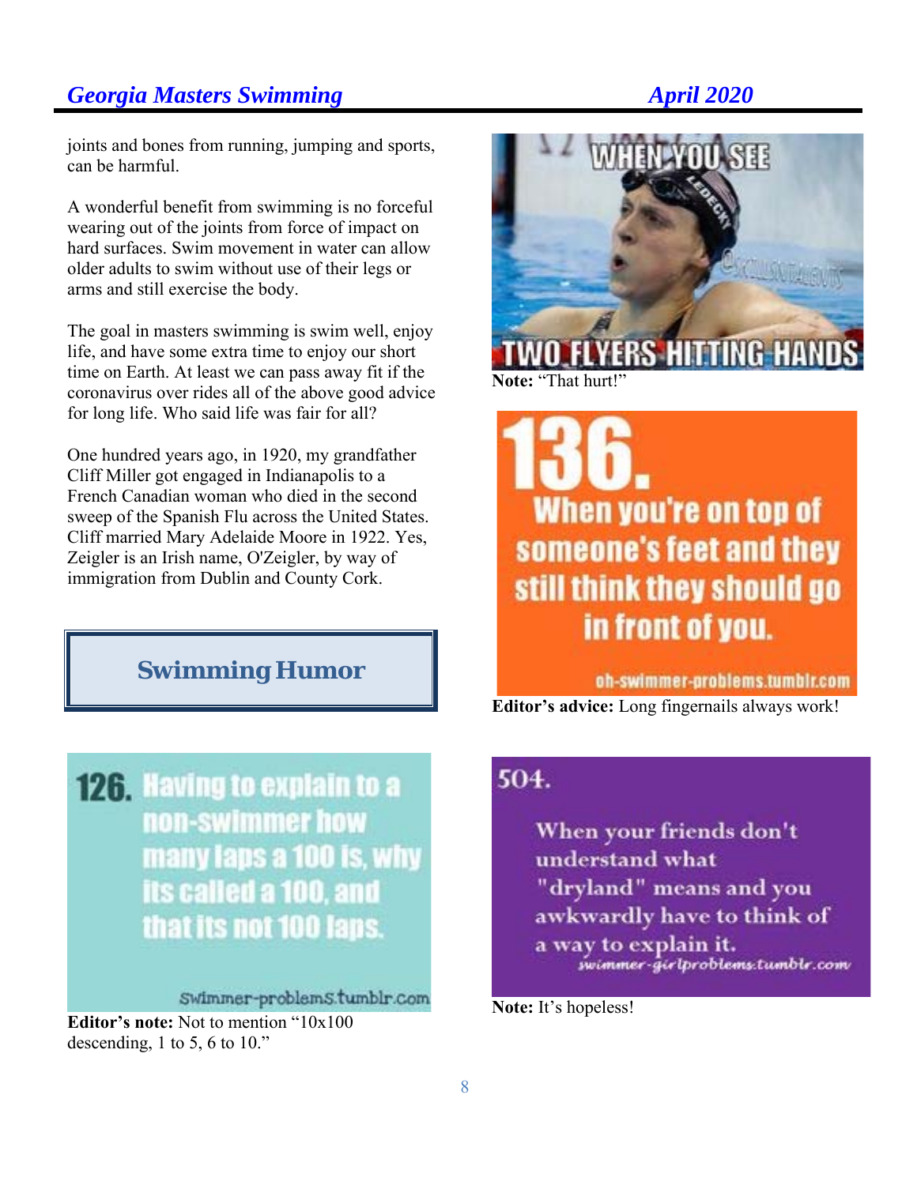joints and bones from running, jumping and sports, can be harmful.

A wonderful benefit from swimming is no forceful wearing out of the joints from force of impact on hard surfaces. Swim movement in water can allow older adults to swim without use of their legs or arms and still exercise the body.

The goal in masters swimming is swim well, enjoy life, and have some extra time to enjoy our short time on Earth. At least we can pass away fit if the coronavirus over rides all of the above good advice for long life. Who said life was fair for all?

One hundred years ago, in 1920, my grandfather Cliff Miller got engaged in Indianapolis to a French Canadian woman who died in the second sweep of the Spanish Flu across the United States. Cliff married Mary Adelaide Moore in 1922. Yes, Zeigler is an Irish name, O'Zeigler, by way of immigration from Dublin and County Cork.

## Swimming Humor

126. Having to explain to a non-swimmer how many laps a 100 is, why its called a 100, and that its not 100 laps.

swimmer-problems.tumblr.com

**Editor's note:** Not to mention "10x100 descending, 1 to 5, 6 to 10."

WHEN YOU SEE TWO FLYERS HITTING HANDS

**Note:** "That hurt!"

136. When you're on top of someone's feet and they still think they should go in front of you.

oh-swimmer-problems.tumblr.com

**Editor's advice:** Long fingernails always work!

504. When your friends don't understand what "dryland" means and you awkwardly have to think of a way to explain it.

swimmer-girlproblems.tumblr.com

**Note:** It's hopeless!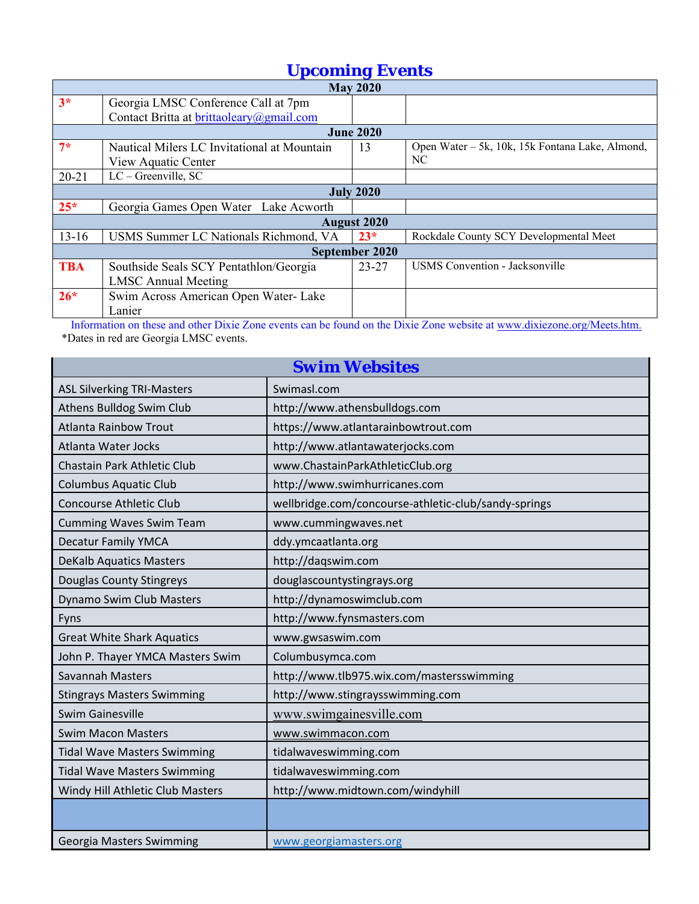# Upcoming Events

| | | | |
|---|---|---|---|
| **May 2020** | | | |
| **3*** | Georgia LMSC Conference Call at 7pm<br>Contact Britta at brittaoleary@gmail.com | | |
| **June 2020** | | | |
| **7*** | Nautical Milers LC Invitational at Mountain View Aquatic Center | 13 | Open Water – 5k, 10k, 15k Fontana Lake, Almond, NC |
| 20-21 | LC – Greenville, SC | | |
| **July 2020** | | | |
| **25*** | Georgia Games Open Water Lake Acworth | | |
| **August 2020** | | | |
| 13-16 | USMS Summer LC Nationals Richmond, VA | **23*** | Rockdale County SCY Developmental Meet |
| **September 2020** | | | |
| **TBA** | Southside Seals SCY Pentathlon/Georgia LMSC Annual Meeting | 23-27 | USMS Convention - Jacksonville |
| **26*** | Swim Across American Open Water- Lake Lanier | | |

Information on these and other Dixie Zone events can be found on the Dixie Zone website at www.dixiezone.org/Meets.htm.

*Dates in red are Georgia LMSC events.

# Swim Websites

| Club | Website |
|---|---|
| ASL Silverking TRI-Masters | Swimasl.com |
| Athens Bulldog Swim Club | http://www.athensbulldogs.com |
| Atlanta Rainbow Trout | https://www.atlantarainbowtrout.com |
| Atlanta Water Jocks | http://www.atlantawaterjocks.com |
| Chastain Park Athletic Club | www.ChastainParkAthleticClub.org |
| Columbus Aquatic Club | http://www.swimhurricanes.com |
| Concourse Athletic Club | wellbridge.com/concourse-athletic-club/sandy-springs |
| Cumming Waves Swim Team | www.cummingwaves.net |
| Decatur Family YMCA | ddy.ymcaatlanta.org |
| DeKalb Aquatics Masters | http://daqswim.com |
| Douglas County Stingreys | douglascountystingrays.org |
| Dynamo Swim Club Masters | http://dynamoswimclub.com |
| Fyns | http://www.fynsmasters.com |
| Great White Shark Aquatics | www.gwsaswim.com |
| John P. Thayer YMCA Masters Swim | Columbusymca.com |
| Savannah Masters | http://www.tlb975.wix.com/mastersswimming |
| Stingrays Masters Swimming | http://www.stingraysswimming.com |
| Swim Gainesville | www.swimgainesville.com |
| Swim Macon Masters | www.swimmacon.com |
| Tidal Wave Masters Swimming | tidalwaveswimming.com |
| Tidal Wave Masters Swimming | tidalwaveswimming.com |
| Windy Hill Athletic Club Masters | http://www.midtown.com/windyhill |
| | |
| Georgia Masters Swimming | www.georgiamasters.org |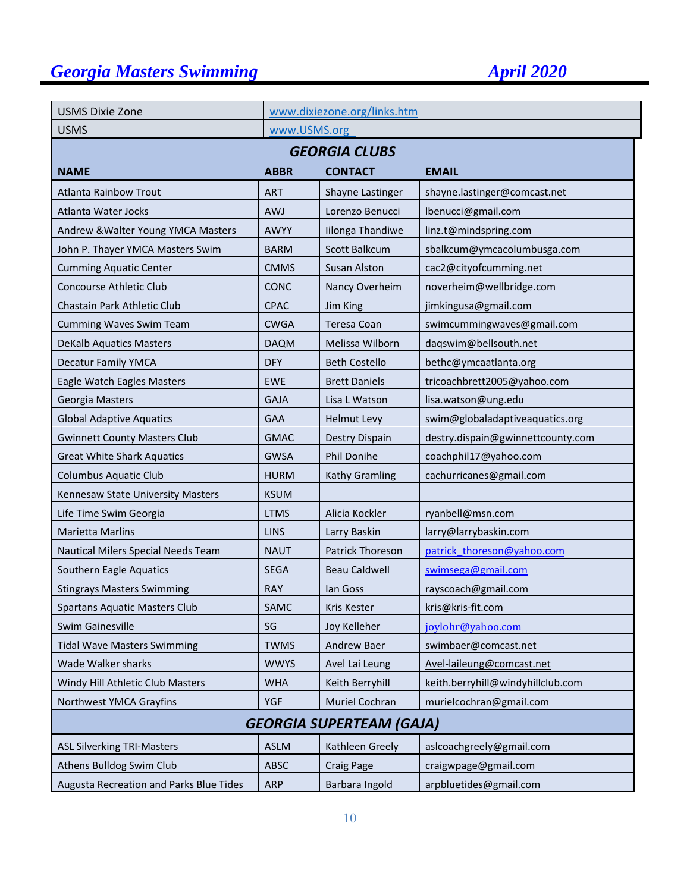| USMS Dixie Zone | www.dixiezone.org/links.htm |
|---|---|
| USMS | www.USMS.org |

| GEORGIA CLUBS | | | |
|---|---|---|---|
| **NAME** | **ABBR** | **CONTACT** | **EMAIL** |
| Atlanta Rainbow Trout | ART | Shayne Lastinger | shayne.lastinger@comcast.net |
| Atlanta Water Jocks | AWJ | Lorenzo Benucci | lbenucci@gmail.com |
| Andrew &Walter Young YMCA Masters | AWYY | Iilonga Thandiwe | linz.t@mindspring.com |
| John P. Thayer YMCA Masters Swim | BARM | Scott Balkcum | sbalkcum@ymcacolumbusga.com |
| Cumming Aquatic Center | CMMS | Susan Alston | cac2@cityofcumming.net |
| Concourse Athletic Club | CONC | Nancy Overheim | noverheim@wellbridge.com |
| Chastain Park Athletic Club | CPAC | Jim King | jimkingusa@gmail.com |
| Cumming Waves Swim Team | CWGA | Teresa Coan | swimcummingwaves@gmail.com |
| DeKalb Aquatics Masters | DAQM | Melissa Wilborn | daqswim@bellsouth.net |
| Decatur Family YMCA | DFY | Beth Costello | bethc@ymcaatlanta.org |
| Eagle Watch Eagles Masters | EWE | Brett Daniels | tricoachbrett2005@yahoo.com |
| Georgia Masters | GAJA | Lisa L Watson | lisa.watson@ung.edu |
| Global Adaptive Aquatics | GAA | Helmut Levy | swim@globaladaptiveaquatics.org |
| Gwinnett County Masters Club | GMAC | Destry Dispain | destry.dispain@gwinnettcounty.com |
| Great White Shark Aquatics | GWSA | Phil Donihe | coachphil17@yahoo.com |
| Columbus Aquatic Club | HURM | Kathy Gramling | cachurricanes@gmail.com |
| Kennesaw State University Masters | KSUM | | |
| Life Time Swim Georgia | LTMS | Alicia Kockler | ryanbell@msn.com |
| Marietta Marlins | LINS | Larry Baskin | larry@larrybaskin.com |
| Nautical Milers Special Needs Team | NAUT | Patrick Thoreson | patrick_thoreson@yahoo.com |
| Southern Eagle Aquatics | SEGA | Beau Caldwell | swimsega@gmail.com |
| Stingrays Masters Swimming | RAY | Ian Goss | rayscoach@gmail.com |
| Spartans Aquatic Masters Club | SAMC | Kris Kester | kris@kris-fit.com |
| Swim Gainesville | SG | Joy Kelleher | joylohr@yahoo.com |
| Tidal Wave Masters Swimming | TWMS | Andrew Baer | swimbaer@comcast.net |
| Wade Walker sharks | WWYS | Avel Lai Leung | Avel-laileung@comcast.net |
| Windy Hill Athletic Club Masters | WHA | Keith Berryhill | keith.berryhill@windyhillclub.com |
| Northwest YMCA Grayfins | YGF | Muriel Cochran | murielcochran@gmail.com |
| **GEORGIA SUPERTEAM (GAJA)** | | | |
| ASL Silverking TRI-Masters | ASLM | Kathleen Greely | aslcoachgreely@gmail.com |
| Athens Bulldog Swim Club | ABSC | Craig Page | craigwpage@gmail.com |
| Augusta Recreation and Parks Blue Tides | ARP | Barbara Ingold | arpbluetides@gmail.com |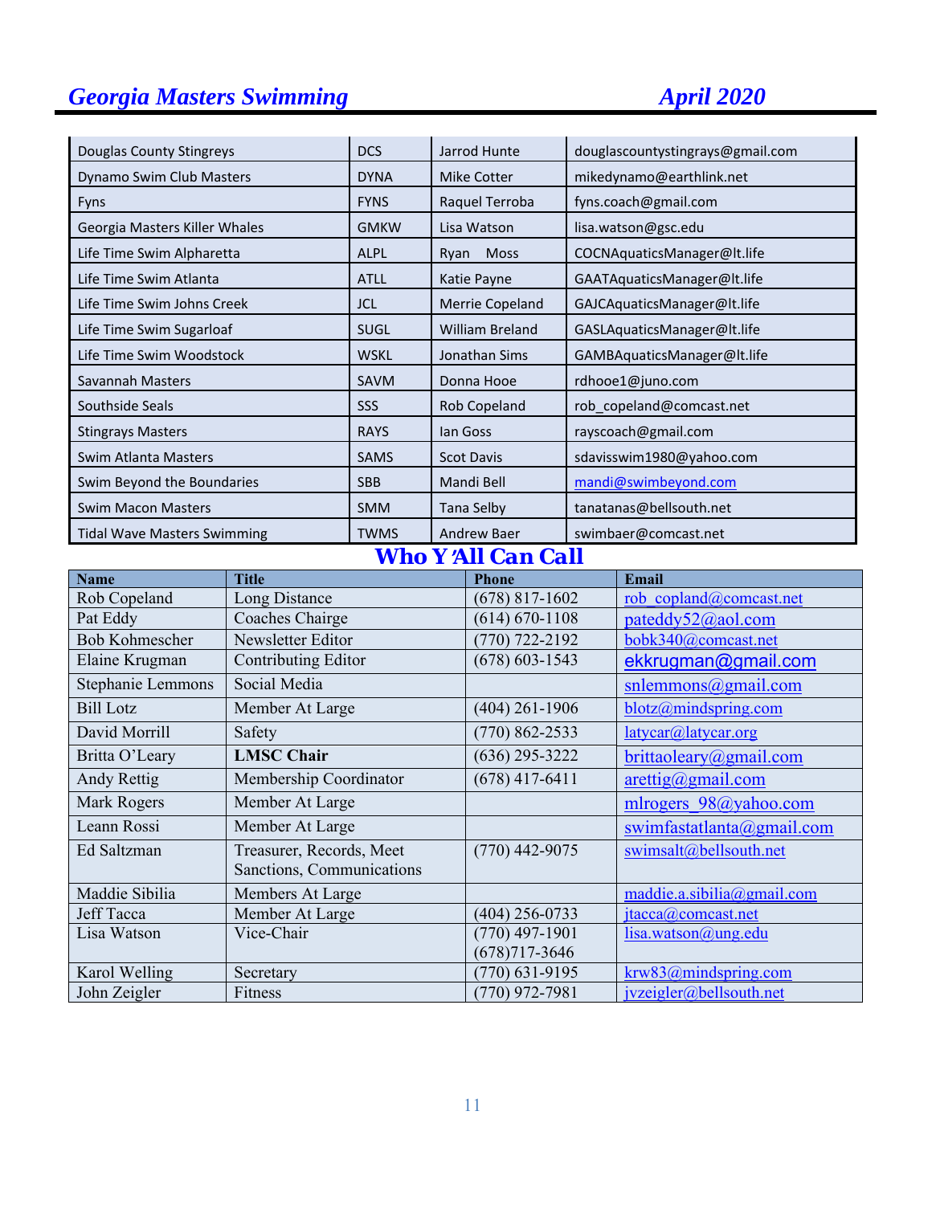| | | | |
|---|---|---|---|
| Douglas County Stingreys | DCS | Jarrod Hunte | douglascountystingrays@gmail.com |
| Dynamo Swim Club Masters | DYNA | Mike Cotter | mikedynamo@earthlink.net |
| Fyns | FYNS | Raquel Terroba | fyns.coach@gmail.com |
| Georgia Masters Killer Whales | GMKW | Lisa Watson | lisa.watson@gsc.edu |
| Life Time Swim Alpharetta | ALPL | Ryan Moss | COCNAquaticsManager@lt.life |
| Life Time Swim Atlanta | ATLL | Katie Payne | GAATAquaticsManager@lt.life |
| Life Time Swim Johns Creek | JCL | Merrie Copeland | GAJCAquaticsManager@lt.life |
| Life Time Swim Sugarloaf | SUGL | William Breland | GASLAquaticsManager@lt.life |
| Life Time Swim Woodstock | WSKL | Jonathan Sims | GAMBAquaticsManager@lt.life |
| Savannah Masters | SAVM | Donna Hooe | rdhooe1@juno.com |
| Southside Seals | SSS | Rob Copeland | rob_copeland@comcast.net |
| Stingrays Masters | RAYS | Ian Goss | rayscoach@gmail.com |
| Swim Atlanta Masters | SAMS | Scot Davis | sdavisswim1980@yahoo.com |
| Swim Beyond the Boundaries | SBB | Mandi Bell | mandi@swimbeyond.com |
| Swim Macon Masters | SMM | Tana Selby | tanatanas@bellsouth.net |
| Tidal Wave Masters Swimming | TWMS | Andrew Baer | swimbaer@comcast.net |

## Who Y'All Can Call

| Name | Title | Phone | Email |
|---|---|---|---|
| Rob Copeland | Long Distance | (678) 817-1602 | rob_copland@comcast.net |
| Pat Eddy | Coaches Chairge | (614) 670-1108 | pateddy52@aol.com |
| Bob Kohmescher | Newsletter Editor | (770) 722-2192 | bobk340@comcast.net |
| Elaine Krugman | Contributing Editor | (678) 603-1543 | ekkrugman@gmail.com |
| Stephanie Lemmons | Social Media | | snlemmons@gmail.com |
| Bill Lotz | Member At Large | (404) 261-1906 | blotz@mindspring.com |
| David Morrill | Safety | (770) 862-2533 | latycar@latycar.org |
| Britta O'Leary | **LMSC Chair** | (636) 295-3222 | brittaoleary@gmail.com |
| Andy Rettig | Membership Coordinator | (678) 417-6411 | arettig@gmail.com |
| Mark Rogers | Member At Large | | mlrogers_98@yahoo.com |
| Leann Rossi | Member At Large | | swimfastatlanta@gmail.com |
| Ed Saltzman | Treasurer, Records, Meet Sanctions, Communications | (770) 442-9075 | swimsalt@bellsouth.net |
| Maddie Sibilia | Members At Large | | maddie.a.sibilia@gmail.com |
| Jeff Tacca | Member At Large | (404) 256-0733 | jtacca@comcast.net |
| Lisa Watson | Vice-Chair | (770) 497-1901 (678)717-3646 | lisa.watson@ung.edu |
| Karol Welling | Secretary | (770) 631-9195 | krw83@mindspring.com |
| John Zeigler | Fitness | (770) 972-7981 | jvzeigler@bellsouth.net |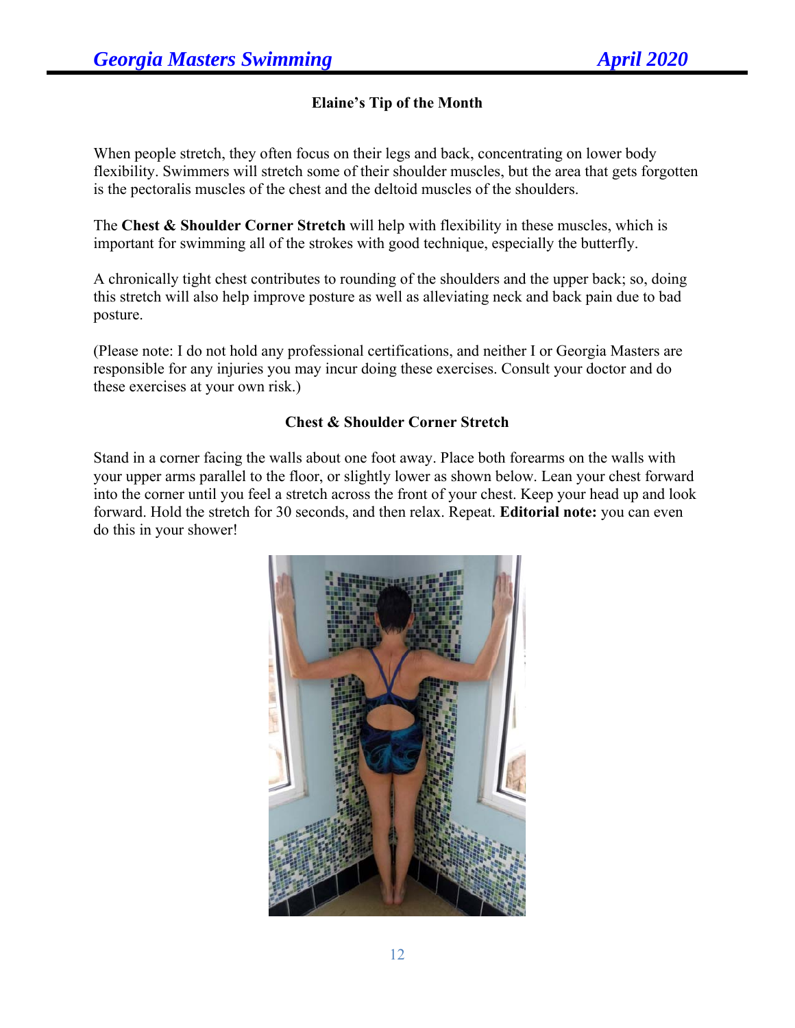## Elaine's Tip of the Month

When people stretch, they often focus on their legs and back, concentrating on lower body flexibility. Swimmers will stretch some of their shoulder muscles, but the area that gets forgotten is the pectoralis muscles of the chest and the deltoid muscles of the shoulders.

The **Chest & Shoulder Corner Stretch** will help with flexibility in these muscles, which is important for swimming all of the strokes with good technique, especially the butterfly.

A chronically tight chest contributes to rounding of the shoulders and the upper back; so, doing this stretch will also help improve posture as well as alleviating neck and back pain due to bad posture.

(Please note: I do not hold any professional certifications, and neither I or Georgia Masters are responsible for any injuries you may incur doing these exercises. Consult your doctor and do these exercises at your own risk.)

### Chest & Shoulder Corner Stretch

Stand in a corner facing the walls about one foot away. Place both forearms on the walls with your upper arms parallel to the floor, or slightly lower as shown below. Lean your chest forward into the corner until you feel a stretch across the front of your chest. Keep your head up and look forward. Hold the stretch for 30 seconds, and then relax. Repeat. **Editorial note:** you can even do this in your shower!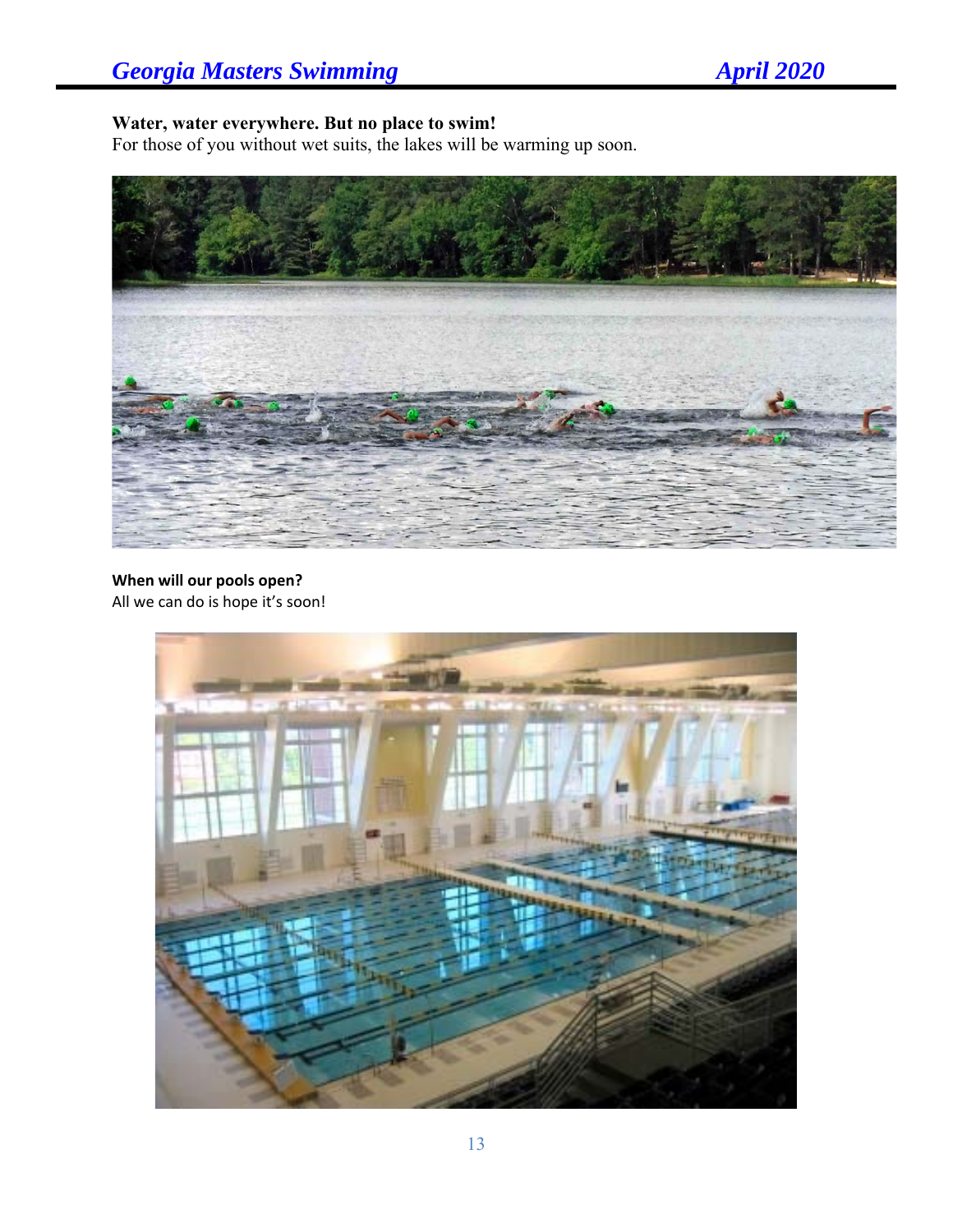**Water, water everywhere. But no place to swim!**

For those of you without wet suits, the lakes will be warming up soon.

**When will our pools open?**

All we can do is hope it's soon!